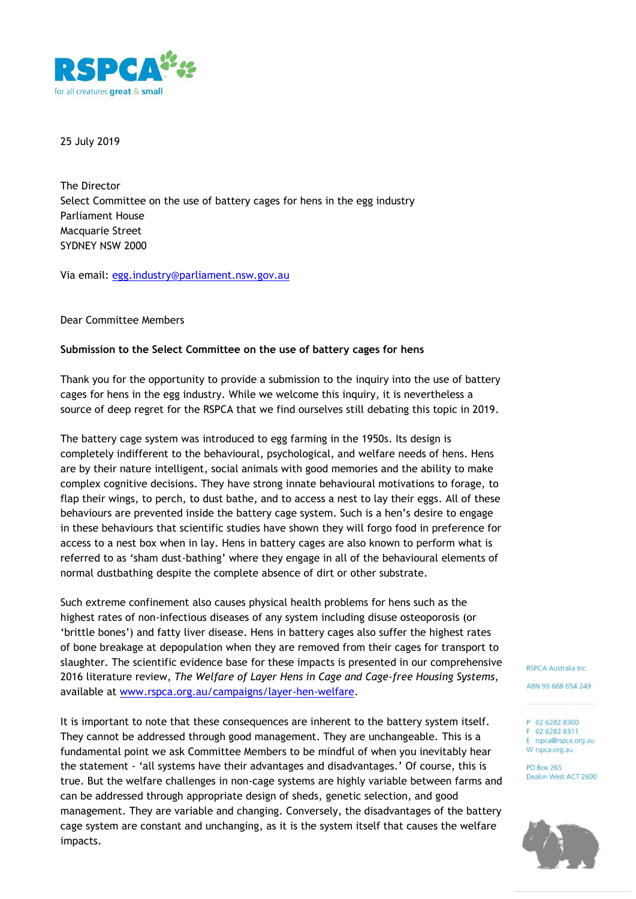25 July 2019

The Director
Select Committee on the use of battery cages for hens in the egg industry
Parliament House
Macquarie Street
SYDNEY NSW 2000

Via email: egg.industry@parliament.nsw.gov.au

Dear Committee Members

**Submission to the Select Committee on the use of battery cages for hens**

Thank you for the opportunity to provide a submission to the inquiry into the use of battery cages for hens in the egg industry. While we welcome this inquiry, it is nevertheless a source of deep regret for the RSPCA that we find ourselves still debating this topic in 2019.

The battery cage system was introduced to egg farming in the 1950s. Its design is completely indifferent to the behavioural, psychological, and welfare needs of hens. Hens are by their nature intelligent, social animals with good memories and the ability to make complex cognitive decisions. They have strong innate behavioural motivations to forage, to flap their wings, to perch, to dust bathe, and to access a nest to lay their eggs. All of these behaviours are prevented inside the battery cage system. Such is a hen's desire to engage in these behaviours that scientific studies have shown they will forgo food in preference for access to a nest box when in lay. Hens in battery cages are also known to perform what is referred to as 'sham dust-bathing' where they engage in all of the behavioural elements of normal dustbathing despite the complete absence of dirt or other substrate.

Such extreme confinement also causes physical health problems for hens such as the highest rates of non-infectious diseases of any system including disuse osteoporosis (or 'brittle bones') and fatty liver disease. Hens in battery cages also suffer the highest rates of bone breakage at depopulation when they are removed from their cages for transport to slaughter. The scientific evidence base for these impacts is presented in our comprehensive 2016 literature review, *The Welfare of Layer Hens in Cage and Cage-free Housing Systems*, available at www.rspca.org.au/campaigns/layer-hen-welfare.

It is important to note that these consequences are inherent to the battery system itself. They cannot be addressed through good management. They are unchangeable. This is a fundamental point we ask Committee Members to be mindful of when you inevitably hear the statement - 'all systems have their advantages and disadvantages.' Of course, this is true. But the welfare challenges in non-cage systems are highly variable between farms and can be addressed through appropriate design of sheds, genetic selection, and good management. They are variable and changing. Conversely, the disadvantages of the battery cage system are constant and unchanging, as it is the system itself that causes the welfare impacts.

RSPCA Australia Inc.

ABN 99 668 654 249

P 02 6282 8300
F 02 6282 8311
E rspca@rspca.org.au
W rspca.org.au

PO Box 265
Deakin West ACT 2600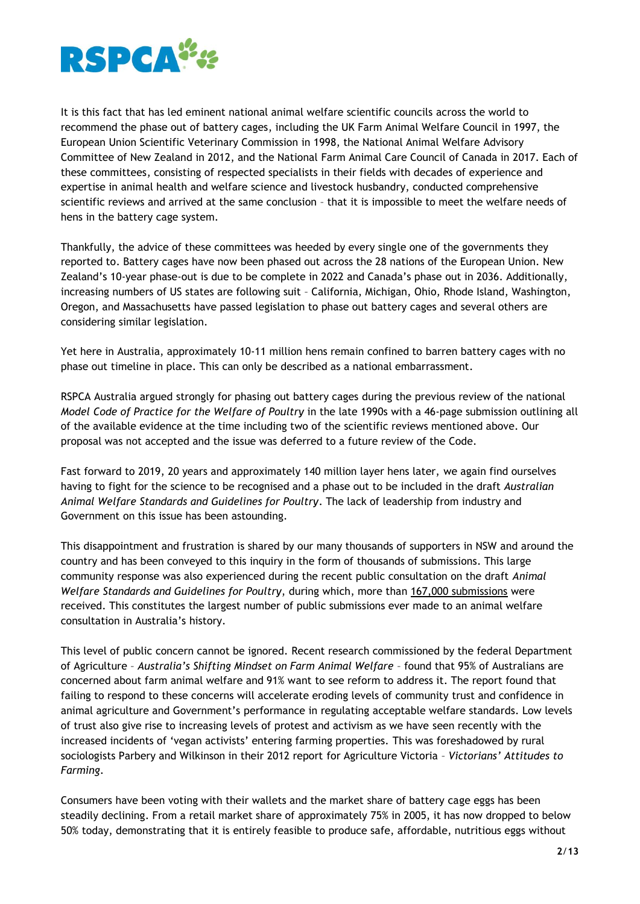It is this fact that has led eminent national animal welfare scientific councils across the world to recommend the phase out of battery cages, including the UK Farm Animal Welfare Council in 1997, the European Union Scientific Veterinary Commission in 1998, the National Animal Welfare Advisory Committee of New Zealand in 2012, and the National Farm Animal Care Council of Canada in 2017. Each of these committees, consisting of respected specialists in their fields with decades of experience and expertise in animal health and welfare science and livestock husbandry, conducted comprehensive scientific reviews and arrived at the same conclusion – that it is impossible to meet the welfare needs of hens in the battery cage system.

Thankfully, the advice of these committees was heeded by every single one of the governments they reported to. Battery cages have now been phased out across the 28 nations of the European Union. New Zealand's 10-year phase-out is due to be complete in 2022 and Canada's phase out in 2036. Additionally, increasing numbers of US states are following suit – California, Michigan, Ohio, Rhode Island, Washington, Oregon, and Massachusetts have passed legislation to phase out battery cages and several others are considering similar legislation.

Yet here in Australia, approximately 10-11 million hens remain confined to barren battery cages with no phase out timeline in place. This can only be described as a national embarrassment.

RSPCA Australia argued strongly for phasing out battery cages during the previous review of the national *Model Code of Practice for the Welfare of Poultry* in the late 1990s with a 46-page submission outlining all of the available evidence at the time including two of the scientific reviews mentioned above. Our proposal was not accepted and the issue was deferred to a future review of the Code.

Fast forward to 2019, 20 years and approximately 140 million layer hens later, we again find ourselves having to fight for the science to be recognised and a phase out to be included in the draft *Australian Animal Welfare Standards and Guidelines for Poultry*. The lack of leadership from industry and Government on this issue has been astounding.

This disappointment and frustration is shared by our many thousands of supporters in NSW and around the country and has been conveyed to this inquiry in the form of thousands of submissions. This large community response was also experienced during the recent public consultation on the draft *Animal Welfare Standards and Guidelines for Poultry*, during which, more than 167,000 submissions were received. This constitutes the largest number of public submissions ever made to an animal welfare consultation in Australia's history.

This level of public concern cannot be ignored. Recent research commissioned by the federal Department of Agriculture – *Australia's Shifting Mindset on Farm Animal Welfare* – found that 95% of Australians are concerned about farm animal welfare and 91% want to see reform to address it. The report found that failing to respond to these concerns will accelerate eroding levels of community trust and confidence in animal agriculture and Government's performance in regulating acceptable welfare standards. Low levels of trust also give rise to increasing levels of protest and activism as we have seen recently with the increased incidents of 'vegan activists' entering farming properties. This was foreshadowed by rural sociologists Parbery and Wilkinson in their 2012 report for Agriculture Victoria – *Victorians' Attitudes to Farming*.

Consumers have been voting with their wallets and the market share of battery cage eggs has been steadily declining. From a retail market share of approximately 75% in 2005, it has now dropped to below 50% today, demonstrating that it is entirely feasible to produce safe, affordable, nutritious eggs without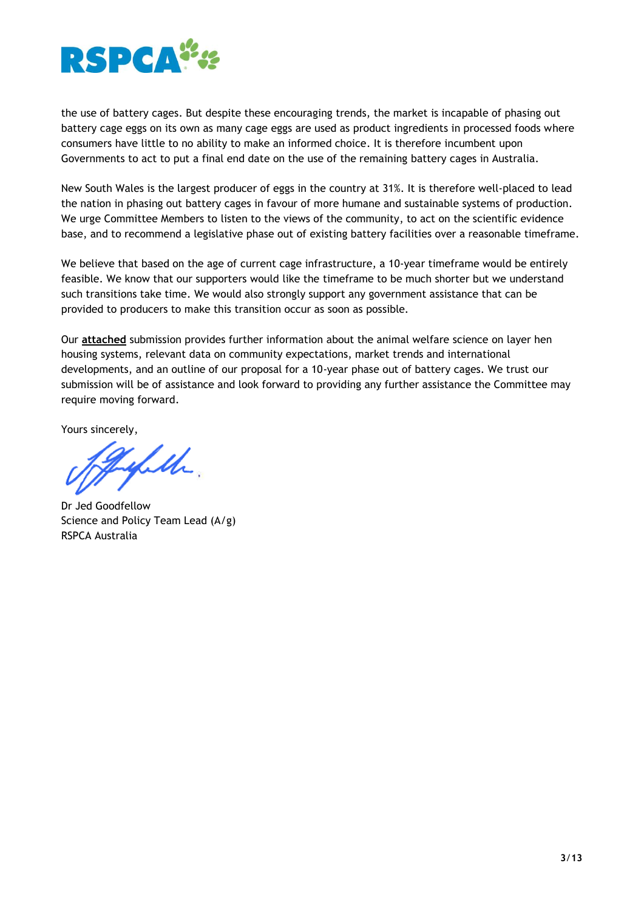the use of battery cages. But despite these encouraging trends, the market is incapable of phasing out battery cage eggs on its own as many cage eggs are used as product ingredients in processed foods where consumers have little to no ability to make an informed choice. It is therefore incumbent upon Governments to act to put a final end date on the use of the remaining battery cages in Australia.

New South Wales is the largest producer of eggs in the country at 31%. It is therefore well-placed to lead the nation in phasing out battery cages in favour of more humane and sustainable systems of production. We urge Committee Members to listen to the views of the community, to act on the scientific evidence base, and to recommend a legislative phase out of existing battery facilities over a reasonable timeframe.

We believe that based on the age of current cage infrastructure, a 10-year timeframe would be entirely feasible. We know that our supporters would like the timeframe to be much shorter but we understand such transitions take time. We would also strongly support any government assistance that can be provided to producers to make this transition occur as soon as possible.

Our **attached** submission provides further information about the animal welfare science on layer hen housing systems, relevant data on community expectations, market trends and international developments, and an outline of our proposal for a 10-year phase out of battery cages. We trust our submission will be of assistance and look forward to providing any further assistance the Committee may require moving forward.

Yours sincerely,

Dr Jed Goodfellow
Science and Policy Team Lead (A/g)
RSPCA Australia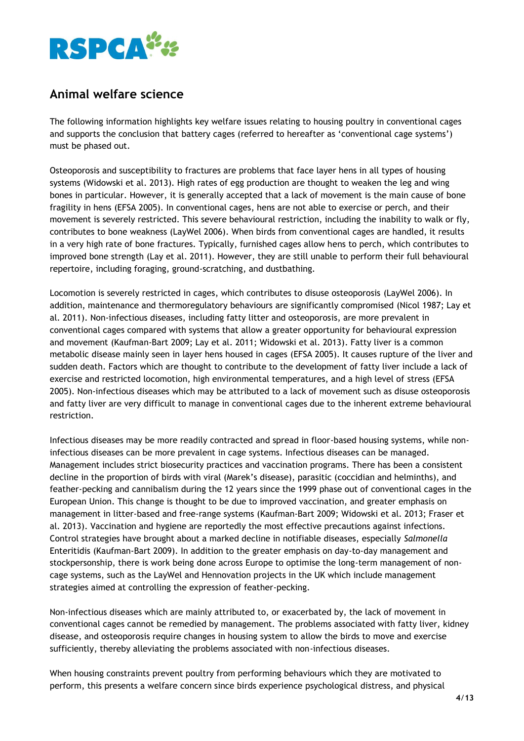## Animal welfare science

The following information highlights key welfare issues relating to housing poultry in conventional cages and supports the conclusion that battery cages (referred to hereafter as 'conventional cage systems') must be phased out.

Osteoporosis and susceptibility to fractures are problems that face layer hens in all types of housing systems (Widowski et al. 2013). High rates of egg production are thought to weaken the leg and wing bones in particular. However, it is generally accepted that a lack of movement is the main cause of bone fragility in hens (EFSA 2005). In conventional cages, hens are not able to exercise or perch, and their movement is severely restricted. This severe behavioural restriction, including the inability to walk or fly, contributes to bone weakness (LayWel 2006). When birds from conventional cages are handled, it results in a very high rate of bone fractures. Typically, furnished cages allow hens to perch, which contributes to improved bone strength (Lay et al. 2011). However, they are still unable to perform their full behavioural repertoire, including foraging, ground-scratching, and dustbathing.

Locomotion is severely restricted in cages, which contributes to disuse osteoporosis (LayWel 2006). In addition, maintenance and thermoregulatory behaviours are significantly compromised (Nicol 1987; Lay et al. 2011). Non-infectious diseases, including fatty litter and osteoporosis, are more prevalent in conventional cages compared with systems that allow a greater opportunity for behavioural expression and movement (Kaufman-Bart 2009; Lay et al. 2011; Widowski et al. 2013). Fatty liver is a common metabolic disease mainly seen in layer hens housed in cages (EFSA 2005). It causes rupture of the liver and sudden death. Factors which are thought to contribute to the development of fatty liver include a lack of exercise and restricted locomotion, high environmental temperatures, and a high level of stress (EFSA 2005). Non-infectious diseases which may be attributed to a lack of movement such as disuse osteoporosis and fatty liver are very difficult to manage in conventional cages due to the inherent extreme behavioural restriction.

Infectious diseases may be more readily contracted and spread in floor-based housing systems, while non-infectious diseases can be more prevalent in cage systems. Infectious diseases can be managed. Management includes strict biosecurity practices and vaccination programs. There has been a consistent decline in the proportion of birds with viral (Marek's disease), parasitic (coccidian and helminths), and feather-pecking and cannibalism during the 12 years since the 1999 phase out of conventional cages in the European Union. This change is thought to be due to improved vaccination, and greater emphasis on management in litter-based and free-range systems (Kaufman-Bart 2009; Widowski et al. 2013; Fraser et al. 2013). Vaccination and hygiene are reportedly the most effective precautions against infections. Control strategies have brought about a marked decline in notifiable diseases, especially *Salmonella* Enteritidis (Kaufman-Bart 2009). In addition to the greater emphasis on day-to-day management and stockpersonship, there is work being done across Europe to optimise the long-term management of non-cage systems, such as the LayWel and Hennovation projects in the UK which include management strategies aimed at controlling the expression of feather-pecking.

Non-infectious diseases which are mainly attributed to, or exacerbated by, the lack of movement in conventional cages cannot be remedied by management. The problems associated with fatty liver, kidney disease, and osteoporosis require changes in housing system to allow the birds to move and exercise sufficiently, thereby alleviating the problems associated with non-infectious diseases.

When housing constraints prevent poultry from performing behaviours which they are motivated to perform, this presents a welfare concern since birds experience psychological distress, and physical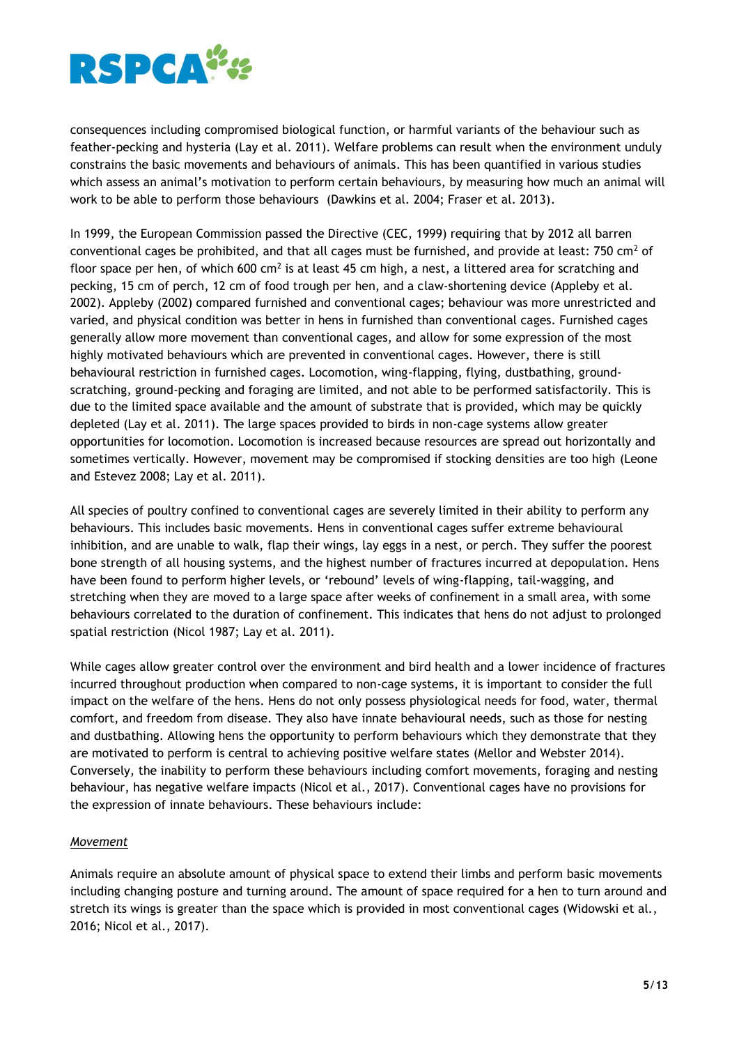consequences including compromised biological function, or harmful variants of the behaviour such as feather-pecking and hysteria (Lay et al. 2011). Welfare problems can result when the environment unduly constrains the basic movements and behaviours of animals. This has been quantified in various studies which assess an animal's motivation to perform certain behaviours, by measuring how much an animal will work to be able to perform those behaviours (Dawkins et al. 2004; Fraser et al. 2013).

In 1999, the European Commission passed the Directive (CEC, 1999) requiring that by 2012 all barren conventional cages be prohibited, and that all cages must be furnished, and provide at least: 750 $cm^2$ of floor space per hen, of which 600 $cm^2$ is at least 45 cm high, a nest, a littered area for scratching and pecking, 15 cm of perch, 12 cm of food trough per hen, and a claw-shortening device (Appleby et al. 2002). Appleby (2002) compared furnished and conventional cages; behaviour was more unrestricted and varied, and physical condition was better in hens in furnished than conventional cages. Furnished cages generally allow more movement than conventional cages, and allow for some expression of the most highly motivated behaviours which are prevented in conventional cages. However, there is still behavioural restriction in furnished cages. Locomotion, wing-flapping, flying, dustbathing, ground-scratching, ground-pecking and foraging are limited, and not able to be performed satisfactorily. This is due to the limited space available and the amount of substrate that is provided, which may be quickly depleted (Lay et al. 2011). The large spaces provided to birds in non-cage systems allow greater opportunities for locomotion. Locomotion is increased because resources are spread out horizontally and sometimes vertically. However, movement may be compromised if stocking densities are too high (Leone and Estevez 2008; Lay et al. 2011).

All species of poultry confined to conventional cages are severely limited in their ability to perform any behaviours. This includes basic movements. Hens in conventional cages suffer extreme behavioural inhibition, and are unable to walk, flap their wings, lay eggs in a nest, or perch. They suffer the poorest bone strength of all housing systems, and the highest number of fractures incurred at depopulation. Hens have been found to perform higher levels, or 'rebound' levels of wing-flapping, tail-wagging, and stretching when they are moved to a large space after weeks of confinement in a small area, with some behaviours correlated to the duration of confinement. This indicates that hens do not adjust to prolonged spatial restriction (Nicol 1987; Lay et al. 2011).

While cages allow greater control over the environment and bird health and a lower incidence of fractures incurred throughout production when compared to non-cage systems, it is important to consider the full impact on the welfare of the hens. Hens do not only possess physiological needs for food, water, thermal comfort, and freedom from disease. They also have innate behavioural needs, such as those for nesting and dustbathing. Allowing hens the opportunity to perform behaviours which they demonstrate that they are motivated to perform is central to achieving positive welfare states (Mellor and Webster 2014). Conversely, the inability to perform these behaviours including comfort movements, foraging and nesting behaviour, has negative welfare impacts (Nicol et al., 2017). Conventional cages have no provisions for the expression of innate behaviours. These behaviours include:

*Movement*

Animals require an absolute amount of physical space to extend their limbs and perform basic movements including changing posture and turning around. The amount of space required for a hen to turn around and stretch its wings is greater than the space which is provided in most conventional cages (Widowski et al., 2016; Nicol et al., 2017).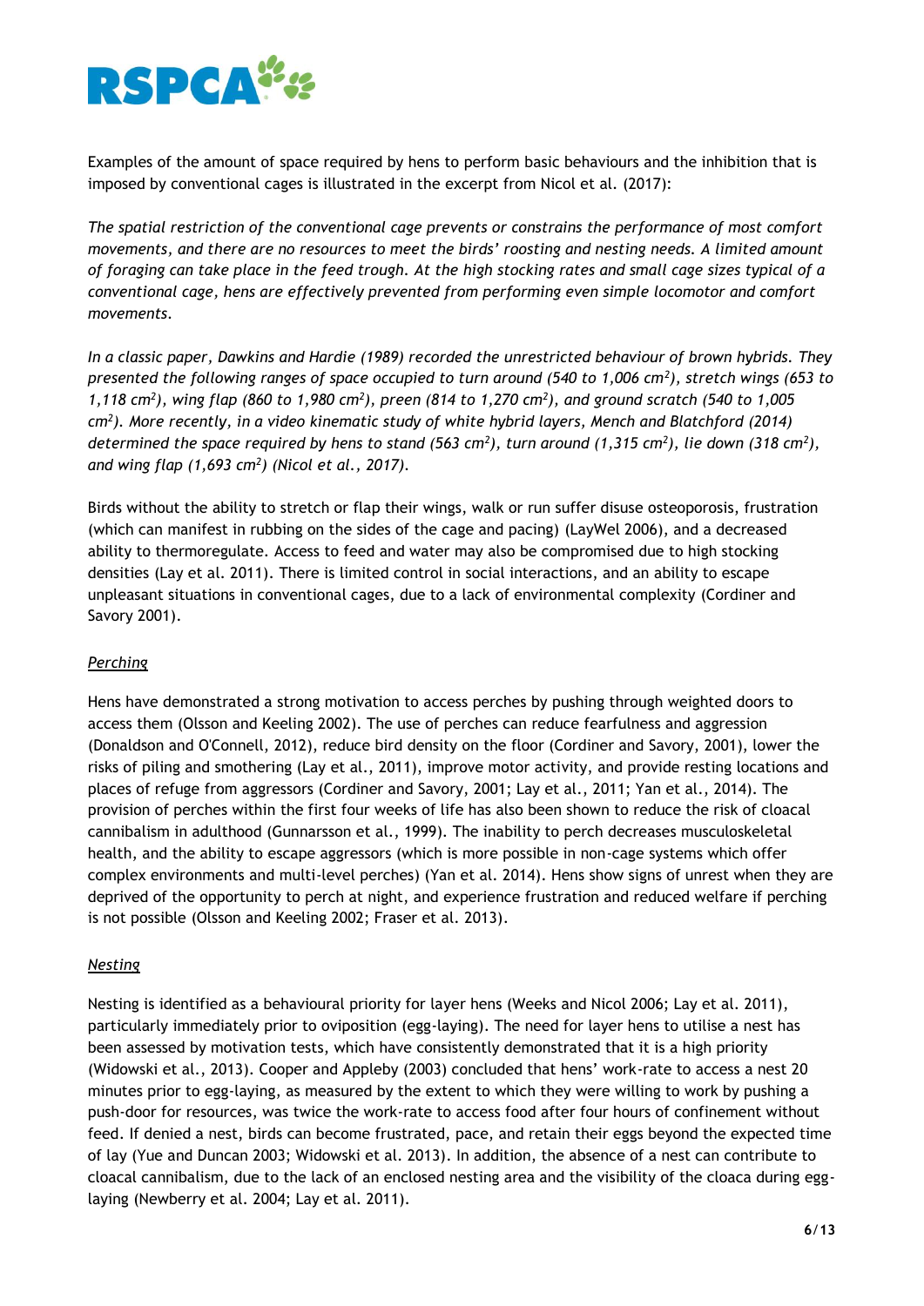Examples of the amount of space required by hens to perform basic behaviours and the inhibition that is imposed by conventional cages is illustrated in the excerpt from Nicol et al. (2017):

*The spatial restriction of the conventional cage prevents or constrains the performance of most comfort movements, and there are no resources to meet the birds' roosting and nesting needs. A limited amount of foraging can take place in the feed trough. At the high stocking rates and small cage sizes typical of a conventional cage, hens are effectively prevented from performing even simple locomotor and comfort movements.*

*In a classic paper, Dawkins and Hardie (1989) recorded the unrestricted behaviour of brown hybrids. They presented the following ranges of space occupied to turn around (540 to 1,006 $cm^2$), stretch wings (653 to 1,118 $cm^2$), wing flap (860 to 1,980 $cm^2$), preen (814 to 1,270 $cm^2$), and ground scratch (540 to 1,005 $cm^2$). More recently, in a video kinematic study of white hybrid layers, Mench and Blatchford (2014) determined the space required by hens to stand (563 $cm^2$), turn around (1,315 $cm^2$), lie down (318 $cm^2$), and wing flap (1,693 $cm^2$) (Nicol et al., 2017).*

Birds without the ability to stretch or flap their wings, walk or run suffer disuse osteoporosis, frustration (which can manifest in rubbing on the sides of the cage and pacing) (LayWel 2006), and a decreased ability to thermoregulate. Access to feed and water may also be compromised due to high stocking densities (Lay et al. 2011). There is limited control in social interactions, and an ability to escape unpleasant situations in conventional cages, due to a lack of environmental complexity (Cordiner and Savory 2001).

## *Perching*

Hens have demonstrated a strong motivation to access perches by pushing through weighted doors to access them (Olsson and Keeling 2002). The use of perches can reduce fearfulness and aggression (Donaldson and O'Connell, 2012), reduce bird density on the floor (Cordiner and Savory, 2001), lower the risks of piling and smothering (Lay et al., 2011), improve motor activity, and provide resting locations and places of refuge from aggressors (Cordiner and Savory, 2001; Lay et al., 2011; Yan et al., 2014). The provision of perches within the first four weeks of life has also been shown to reduce the risk of cloacal cannibalism in adulthood (Gunnarsson et al., 1999). The inability to perch decreases musculoskeletal health, and the ability to escape aggressors (which is more possible in non-cage systems which offer complex environments and multi-level perches) (Yan et al. 2014). Hens show signs of unrest when they are deprived of the opportunity to perch at night, and experience frustration and reduced welfare if perching is not possible (Olsson and Keeling 2002; Fraser et al. 2013).

## *Nesting*

Nesting is identified as a behavioural priority for layer hens (Weeks and Nicol 2006; Lay et al. 2011), particularly immediately prior to oviposition (egg-laying). The need for layer hens to utilise a nest has been assessed by motivation tests, which have consistently demonstrated that it is a high priority (Widowski et al., 2013). Cooper and Appleby (2003) concluded that hens' work-rate to access a nest 20 minutes prior to egg-laying, as measured by the extent to which they were willing to work by pushing a push-door for resources, was twice the work-rate to access food after four hours of confinement without feed. If denied a nest, birds can become frustrated, pace, and retain their eggs beyond the expected time of lay (Yue and Duncan 2003; Widowski et al. 2013). In addition, the absence of a nest can contribute to cloacal cannibalism, due to the lack of an enclosed nesting area and the visibility of the cloaca during egg-laying (Newberry et al. 2004; Lay et al. 2011).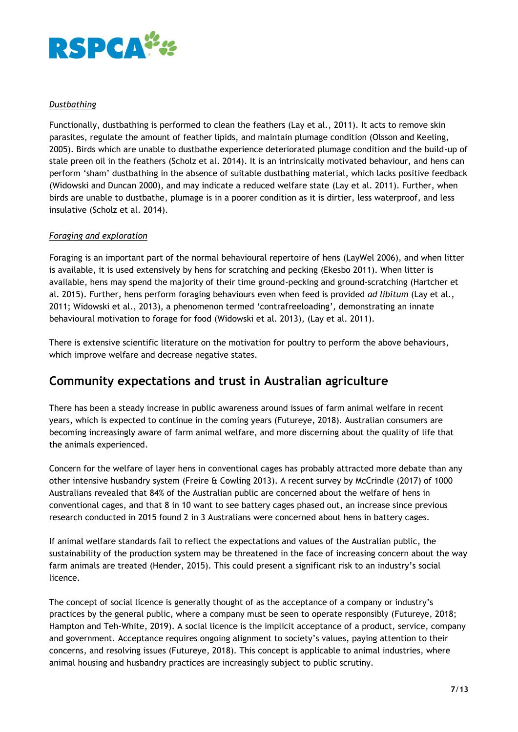*Dustbathing*

Functionally, dustbathing is performed to clean the feathers (Lay et al., 2011). It acts to remove skin parasites, regulate the amount of feather lipids, and maintain plumage condition (Olsson and Keeling, 2005). Birds which are unable to dustbathe experience deteriorated plumage condition and the build-up of stale preen oil in the feathers (Scholz et al. 2014). It is an intrinsically motivated behaviour, and hens can perform 'sham' dustbathing in the absence of suitable dustbathing material, which lacks positive feedback (Widowski and Duncan 2000), and may indicate a reduced welfare state (Lay et al. 2011). Further, when birds are unable to dustbathe, plumage is in a poorer condition as it is dirtier, less waterproof, and less insulative (Scholz et al. 2014).

*Foraging and exploration*

Foraging is an important part of the normal behavioural repertoire of hens (LayWel 2006), and when litter is available, it is used extensively by hens for scratching and pecking (Ekesbo 2011). When litter is available, hens may spend the majority of their time ground-pecking and ground-scratching (Hartcher et al. 2015). Further, hens perform foraging behaviours even when feed is provided *ad libitum* (Lay et al., 2011; Widowski et al., 2013), a phenomenon termed 'contrafreeloading', demonstrating an innate behavioural motivation to forage for food (Widowski et al. 2013), (Lay et al. 2011).

There is extensive scientific literature on the motivation for poultry to perform the above behaviours, which improve welfare and decrease negative states.

## Community expectations and trust in Australian agriculture

There has been a steady increase in public awareness around issues of farm animal welfare in recent years, which is expected to continue in the coming years (Futureye, 2018). Australian consumers are becoming increasingly aware of farm animal welfare, and more discerning about the quality of life that the animals experienced.

Concern for the welfare of layer hens in conventional cages has probably attracted more debate than any other intensive husbandry system (Freire & Cowling 2013). A recent survey by McCrindle (2017) of 1000 Australians revealed that 84% of the Australian public are concerned about the welfare of hens in conventional cages, and that 8 in 10 want to see battery cages phased out, an increase since previous research conducted in 2015 found 2 in 3 Australians were concerned about hens in battery cages.

If animal welfare standards fail to reflect the expectations and values of the Australian public, the sustainability of the production system may be threatened in the face of increasing concern about the way farm animals are treated (Hender, 2015). This could present a significant risk to an industry's social licence.

The concept of social licence is generally thought of as the acceptance of a company or industry's practices by the general public, where a company must be seen to operate responsibly (Futureye, 2018; Hampton and Teh-White, 2019). A social licence is the implicit acceptance of a product, service, company and government. Acceptance requires ongoing alignment to society's values, paying attention to their concerns, and resolving issues (Futureye, 2018). This concept is applicable to animal industries, where animal housing and husbandry practices are increasingly subject to public scrutiny.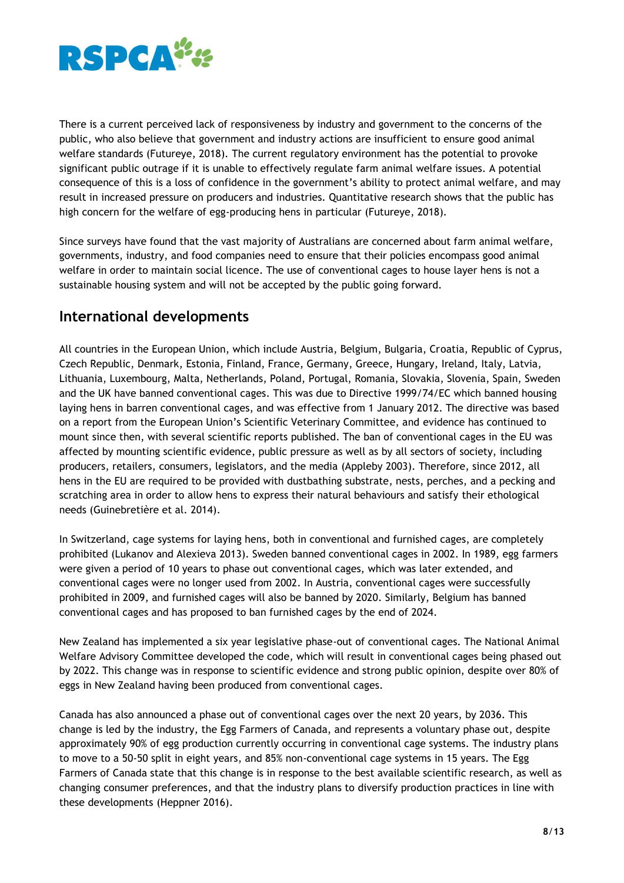There is a current perceived lack of responsiveness by industry and government to the concerns of the public, who also believe that government and industry actions are insufficient to ensure good animal welfare standards (Futureye, 2018). The current regulatory environment has the potential to provoke significant public outrage if it is unable to effectively regulate farm animal welfare issues. A potential consequence of this is a loss of confidence in the government's ability to protect animal welfare, and may result in increased pressure on producers and industries. Quantitative research shows that the public has high concern for the welfare of egg-producing hens in particular (Futureye, 2018).

Since surveys have found that the vast majority of Australians are concerned about farm animal welfare, governments, industry, and food companies need to ensure that their policies encompass good animal welfare in order to maintain social licence. The use of conventional cages to house layer hens is not a sustainable housing system and will not be accepted by the public going forward.

## International developments

All countries in the European Union, which include Austria, Belgium, Bulgaria, Croatia, Republic of Cyprus, Czech Republic, Denmark, Estonia, Finland, France, Germany, Greece, Hungary, Ireland, Italy, Latvia, Lithuania, Luxembourg, Malta, Netherlands, Poland, Portugal, Romania, Slovakia, Slovenia, Spain, Sweden and the UK have banned conventional cages. This was due to Directive 1999/74/EC which banned housing laying hens in barren conventional cages, and was effective from 1 January 2012. The directive was based on a report from the European Union's Scientific Veterinary Committee, and evidence has continued to mount since then, with several scientific reports published. The ban of conventional cages in the EU was affected by mounting scientific evidence, public pressure as well as by all sectors of society, including producers, retailers, consumers, legislators, and the media (Appleby 2003). Therefore, since 2012, all hens in the EU are required to be provided with dustbathing substrate, nests, perches, and a pecking and scratching area in order to allow hens to express their natural behaviours and satisfy their ethological needs (Guinebretière et al. 2014).

In Switzerland, cage systems for laying hens, both in conventional and furnished cages, are completely prohibited (Lukanov and Alexieva 2013). Sweden banned conventional cages in 2002. In 1989, egg farmers were given a period of 10 years to phase out conventional cages, which was later extended, and conventional cages were no longer used from 2002. In Austria, conventional cages were successfully prohibited in 2009, and furnished cages will also be banned by 2020. Similarly, Belgium has banned conventional cages and has proposed to ban furnished cages by the end of 2024.

New Zealand has implemented a six year legislative phase-out of conventional cages. The National Animal Welfare Advisory Committee developed the code, which will result in conventional cages being phased out by 2022. This change was in response to scientific evidence and strong public opinion, despite over 80% of eggs in New Zealand having been produced from conventional cages.

Canada has also announced a phase out of conventional cages over the next 20 years, by 2036. This change is led by the industry, the Egg Farmers of Canada, and represents a voluntary phase out, despite approximately 90% of egg production currently occurring in conventional cage systems. The industry plans to move to a 50-50 split in eight years, and 85% non-conventional cage systems in 15 years. The Egg Farmers of Canada state that this change is in response to the best available scientific research, as well as changing consumer preferences, and that the industry plans to diversify production practices in line with these developments (Heppner 2016).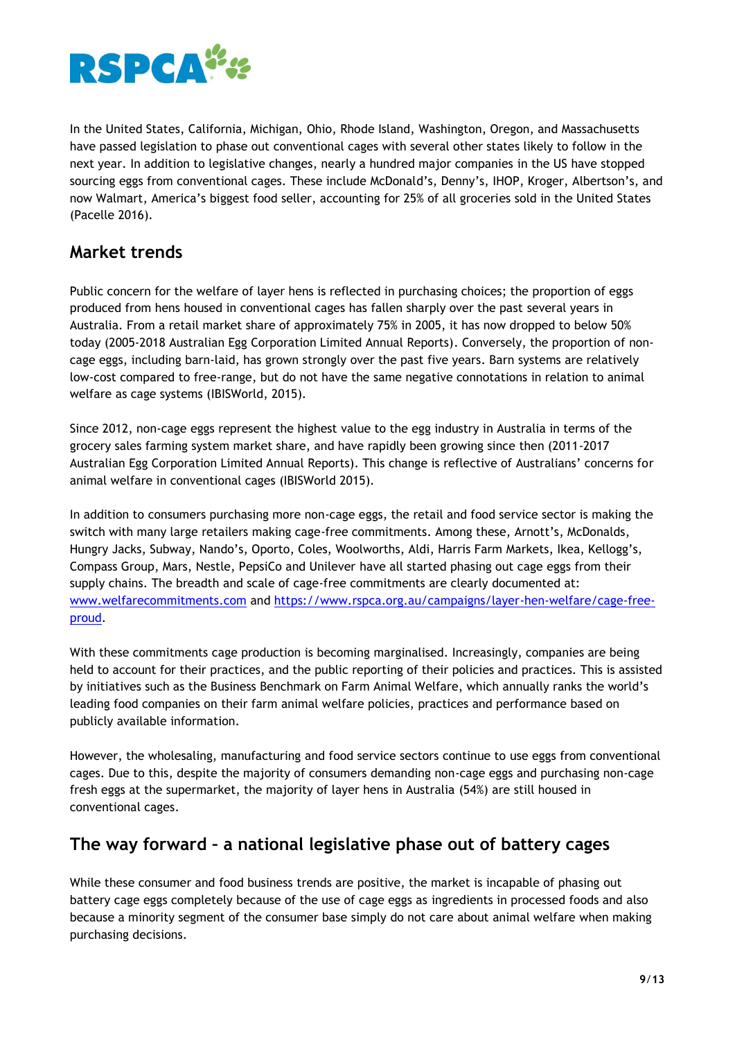In the United States, California, Michigan, Ohio, Rhode Island, Washington, Oregon, and Massachusetts have passed legislation to phase out conventional cages with several other states likely to follow in the next year. In addition to legislative changes, nearly a hundred major companies in the US have stopped sourcing eggs from conventional cages. These include McDonald's, Denny's, IHOP, Kroger, Albertson's, and now Walmart, America's biggest food seller, accounting for 25% of all groceries sold in the United States (Pacelle 2016).

## Market trends

Public concern for the welfare of layer hens is reflected in purchasing choices; the proportion of eggs produced from hens housed in conventional cages has fallen sharply over the past several years in Australia. From a retail market share of approximately 75% in 2005, it has now dropped to below 50% today (2005-2018 Australian Egg Corporation Limited Annual Reports). Conversely, the proportion of non-cage eggs, including barn-laid, has grown strongly over the past five years. Barn systems are relatively low-cost compared to free-range, but do not have the same negative connotations in relation to animal welfare as cage systems (IBISWorld, 2015).

Since 2012, non-cage eggs represent the highest value to the egg industry in Australia in terms of the grocery sales farming system market share, and have rapidly been growing since then (2011-2017 Australian Egg Corporation Limited Annual Reports). This change is reflective of Australians' concerns for animal welfare in conventional cages (IBISWorld 2015).

In addition to consumers purchasing more non-cage eggs, the retail and food service sector is making the switch with many large retailers making cage-free commitments. Among these, Arnott's, McDonalds, Hungry Jacks, Subway, Nando's, Oporto, Coles, Woolworths, Aldi, Harris Farm Markets, Ikea, Kellogg's, Compass Group, Mars, Nestle, PepsiCo and Unilever have all started phasing out cage eggs from their supply chains. The breadth and scale of cage-free commitments are clearly documented at: [www.welfarecommitments.com](http://www.welfarecommitments.com) and [https://www.rspca.org.au/campaigns/layer-hen-welfare/cage-free-proud](https://www.rspca.org.au/campaigns/layer-hen-welfare/cage-free-proud).

With these commitments cage production is becoming marginalised. Increasingly, companies are being held to account for their practices, and the public reporting of their policies and practices. This is assisted by initiatives such as the Business Benchmark on Farm Animal Welfare, which annually ranks the world's leading food companies on their farm animal welfare policies, practices and performance based on publicly available information.

However, the wholesaling, manufacturing and food service sectors continue to use eggs from conventional cages. Due to this, despite the majority of consumers demanding non-cage eggs and purchasing non-cage fresh eggs at the supermarket, the majority of layer hens in Australia (54%) are still housed in conventional cages.

## The way forward – a national legislative phase out of battery cages

While these consumer and food business trends are positive, the market is incapable of phasing out battery cage eggs completely because of the use of cage eggs as ingredients in processed foods and also because a minority segment of the consumer base simply do not care about animal welfare when making purchasing decisions.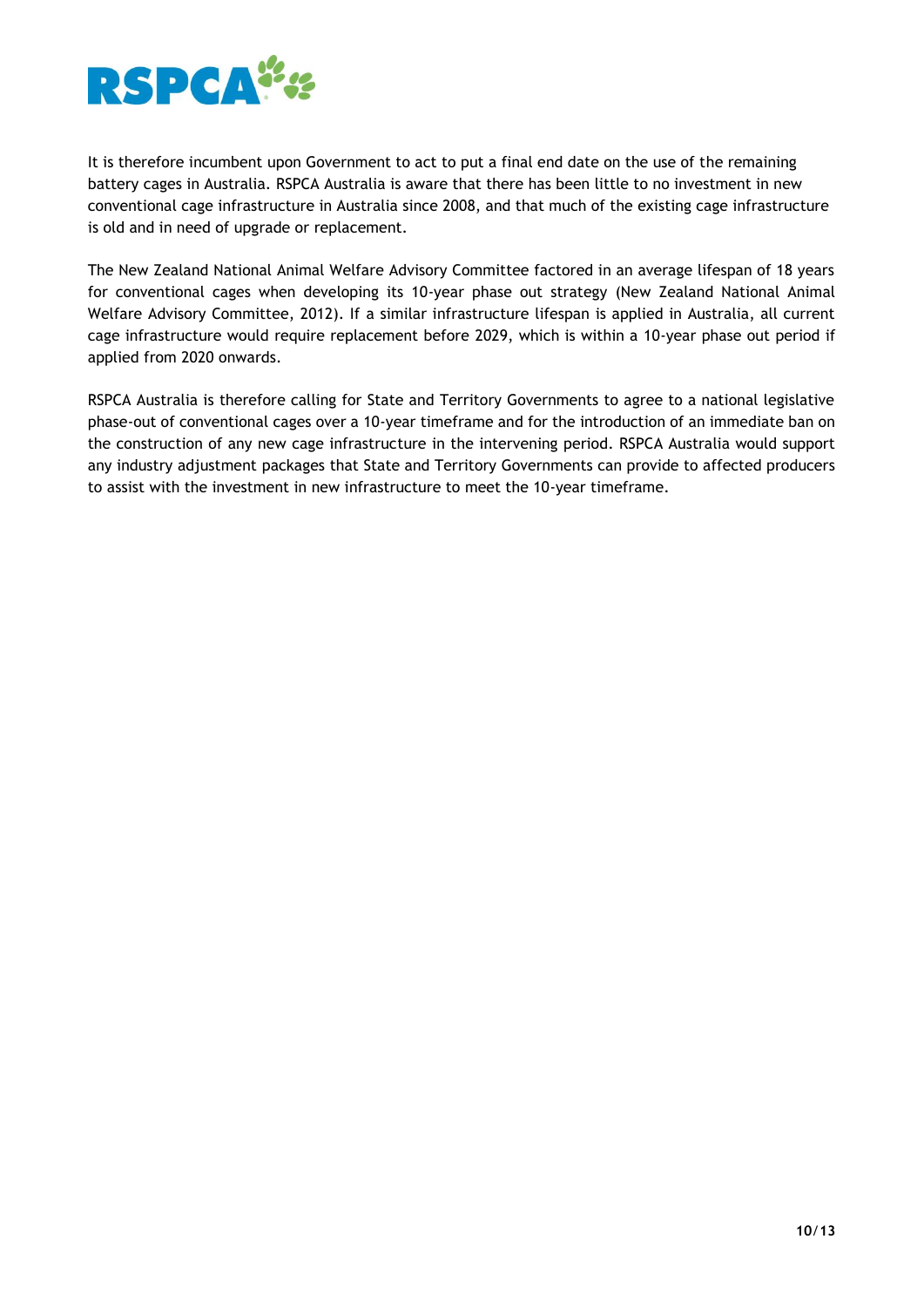It is therefore incumbent upon Government to act to put a final end date on the use of the remaining battery cages in Australia. RSPCA Australia is aware that there has been little to no investment in new conventional cage infrastructure in Australia since 2008, and that much of the existing cage infrastructure is old and in need of upgrade or replacement.

The New Zealand National Animal Welfare Advisory Committee factored in an average lifespan of 18 years for conventional cages when developing its 10-year phase out strategy (New Zealand National Animal Welfare Advisory Committee, 2012). If a similar infrastructure lifespan is applied in Australia, all current cage infrastructure would require replacement before 2029, which is within a 10-year phase out period if applied from 2020 onwards.

RSPCA Australia is therefore calling for State and Territory Governments to agree to a national legislative phase-out of conventional cages over a 10-year timeframe and for the introduction of an immediate ban on the construction of any new cage infrastructure in the intervening period. RSPCA Australia would support any industry adjustment packages that State and Territory Governments can provide to affected producers to assist with the investment in new infrastructure to meet the 10-year timeframe.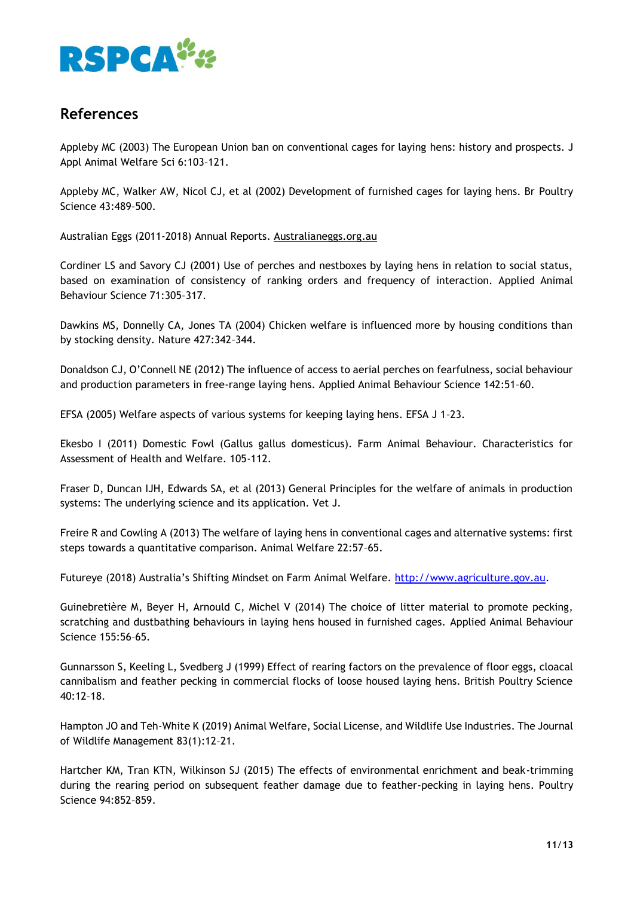## References

Appleby MC (2003) The European Union ban on conventional cages for laying hens: history and prospects. J Appl Animal Welfare Sci 6:103–121.

Appleby MC, Walker AW, Nicol CJ, et al (2002) Development of furnished cages for laying hens. Br Poultry Science 43:489–500.

Australian Eggs (2011-2018) Annual Reports. Australianeggs.org.au

Cordiner LS and Savory CJ (2001) Use of perches and nestboxes by laying hens in relation to social status, based on examination of consistency of ranking orders and frequency of interaction. Applied Animal Behaviour Science 71:305–317.

Dawkins MS, Donnelly CA, Jones TA (2004) Chicken welfare is influenced more by housing conditions than by stocking density. Nature 427:342–344.

Donaldson CJ, O'Connell NE (2012) The influence of access to aerial perches on fearfulness, social behaviour and production parameters in free-range laying hens. Applied Animal Behaviour Science 142:51–60.

EFSA (2005) Welfare aspects of various systems for keeping laying hens. EFSA J 1–23.

Ekesbo I (2011) Domestic Fowl (Gallus gallus domesticus). Farm Animal Behaviour. Characteristics for Assessment of Health and Welfare. 105-112.

Fraser D, Duncan IJH, Edwards SA, et al (2013) General Principles for the welfare of animals in production systems: The underlying science and its application. Vet J.

Freire R and Cowling A (2013) The welfare of laying hens in conventional cages and alternative systems: first steps towards a quantitative comparison. Animal Welfare 22:57–65.

Futureye (2018) Australia's Shifting Mindset on Farm Animal Welfare. http://www.agriculture.gov.au.

Guinebretière M, Beyer H, Arnould C, Michel V (2014) The choice of litter material to promote pecking, scratching and dustbathing behaviours in laying hens housed in furnished cages. Applied Animal Behaviour Science 155:56–65.

Gunnarsson S, Keeling L, Svedberg J (1999) Effect of rearing factors on the prevalence of floor eggs, cloacal cannibalism and feather pecking in commercial flocks of loose housed laying hens. British Poultry Science 40:12–18.

Hampton JO and Teh-White K (2019) Animal Welfare, Social License, and Wildlife Use Industries. The Journal of Wildlife Management 83(1):12–21.

Hartcher KM, Tran KTN, Wilkinson SJ (2015) The effects of environmental enrichment and beak-trimming during the rearing period on subsequent feather damage due to feather-pecking in laying hens. Poultry Science 94:852–859.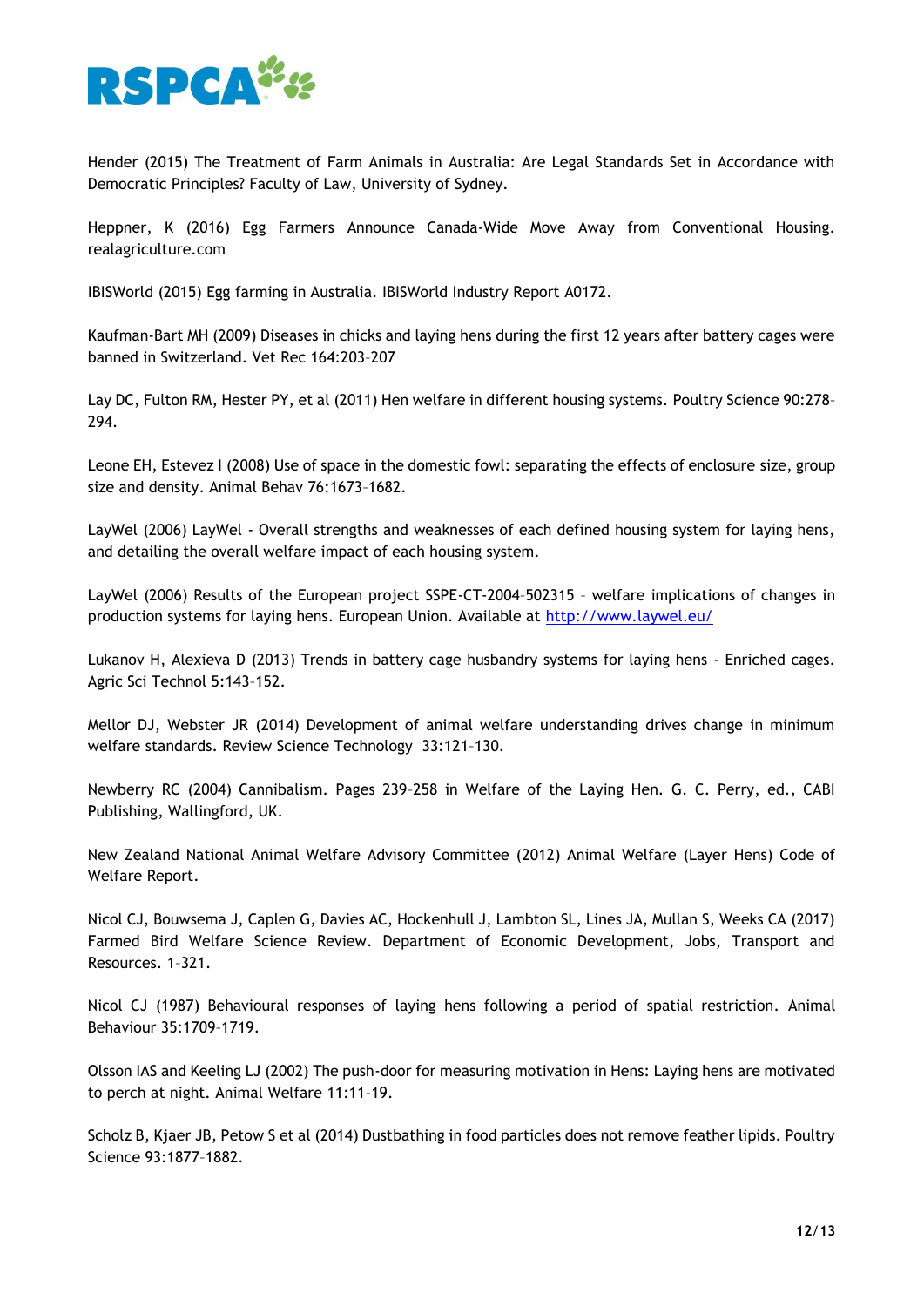Hender (2015) The Treatment of Farm Animals in Australia: Are Legal Standards Set in Accordance with Democratic Principles? Faculty of Law, University of Sydney.

Heppner, K (2016) Egg Farmers Announce Canada-Wide Move Away from Conventional Housing. realagriculture.com

IBISWorld (2015) Egg farming in Australia. IBISWorld Industry Report A0172.

Kaufman-Bart MH (2009) Diseases in chicks and laying hens during the first 12 years after battery cages were banned in Switzerland. Vet Rec 164:203–207

Lay DC, Fulton RM, Hester PY, et al (2011) Hen welfare in different housing systems. Poultry Science 90:278–294.

Leone EH, Estevez I (2008) Use of space in the domestic fowl: separating the effects of enclosure size, group size and density. Animal Behav 76:1673–1682.

LayWel (2006) LayWel - Overall strengths and weaknesses of each defined housing system for laying hens, and detailing the overall welfare impact of each housing system.

LayWel (2006) Results of the European project SSPE-CT-2004-502315 – welfare implications of changes in production systems for laying hens. European Union. Available at http://www.laywel.eu/

Lukanov H, Alexieva D (2013) Trends in battery cage husbandry systems for laying hens - Enriched cages. Agric Sci Technol 5:143–152.

Mellor DJ, Webster JR (2014) Development of animal welfare understanding drives change in minimum welfare standards. Review Science Technology 33:121–130.

Newberry RC (2004) Cannibalism. Pages 239–258 in Welfare of the Laying Hen. G. C. Perry, ed., CABI Publishing, Wallingford, UK.

New Zealand National Animal Welfare Advisory Committee (2012) Animal Welfare (Layer Hens) Code of Welfare Report.

Nicol CJ, Bouwsema J, Caplen G, Davies AC, Hockenhull J, Lambton SL, Lines JA, Mullan S, Weeks CA (2017) Farmed Bird Welfare Science Review. Department of Economic Development, Jobs, Transport and Resources. 1–321.

Nicol CJ (1987) Behavioural responses of laying hens following a period of spatial restriction. Animal Behaviour 35:1709–1719.

Olsson IAS and Keeling LJ (2002) The push-door for measuring motivation in Hens: Laying hens are motivated to perch at night. Animal Welfare 11:11–19.

Scholz B, Kjaer JB, Petow S et al (2014) Dustbathing in food particles does not remove feather lipids. Poultry Science 93:1877–1882.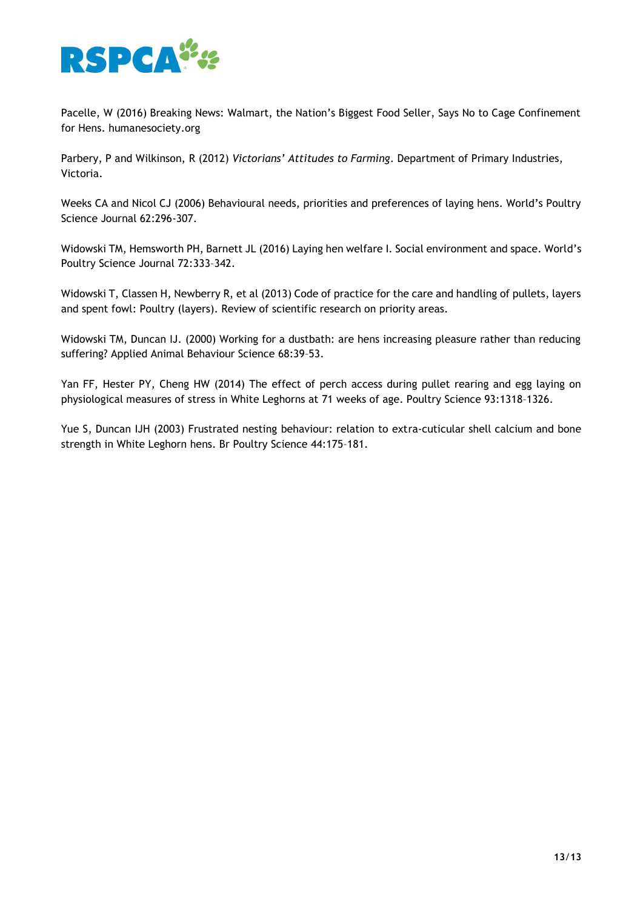Pacelle, W (2016) Breaking News: Walmart, the Nation's Biggest Food Seller, Says No to Cage Confinement for Hens. humanesociety.org

Parbery, P and Wilkinson, R (2012) *Victorians' Attitudes to Farming*. Department of Primary Industries, Victoria.

Weeks CA and Nicol CJ (2006) Behavioural needs, priorities and preferences of laying hens. World's Poultry Science Journal 62:296-307.

Widowski TM, Hemsworth PH, Barnett JL (2016) Laying hen welfare I. Social environment and space. World's Poultry Science Journal 72:333–342.

Widowski T, Classen H, Newberry R, et al (2013) Code of practice for the care and handling of pullets, layers and spent fowl: Poultry (layers). Review of scientific research on priority areas.

Widowski TM, Duncan IJ. (2000) Working for a dustbath: are hens increasing pleasure rather than reducing suffering? Applied Animal Behaviour Science 68:39–53.

Yan FF, Hester PY, Cheng HW (2014) The effect of perch access during pullet rearing and egg laying on physiological measures of stress in White Leghorns at 71 weeks of age. Poultry Science 93:1318–1326.

Yue S, Duncan IJH (2003) Frustrated nesting behaviour: relation to extra-cuticular shell calcium and bone strength in White Leghorn hens. Br Poultry Science 44:175–181.